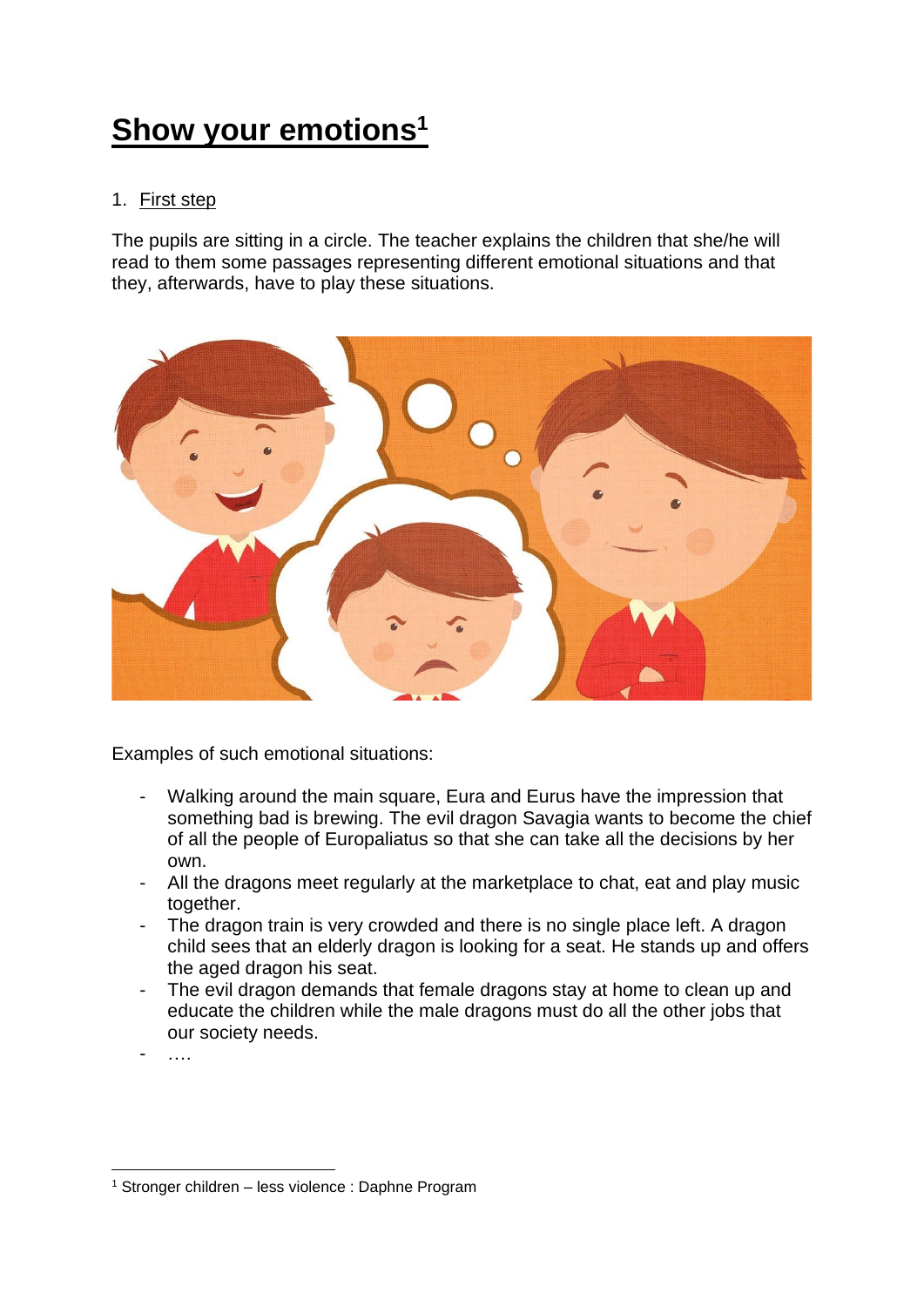# Show your emotions[1]

1. First step

The pupils are sitting in a circle. The teacher explains the children that she/he will read to them some passages representing different emotional situations and that they, afterwards, have to play these situations.

Examples of such emotional situations:

- Walking around the main square, Eura and Eurus have the impression that something bad is brewing. The evil dragon Savagia wants to become the chief of all the people of Europaliatus so that she can take all the decisions by her own.
- All the dragons meet regularly at the marketplace to chat, eat and play music together.
- The dragon train is very crowded and there is no single place left. A dragon child sees that an elderly dragon is looking for a seat. He stands up and offers the aged dragon his seat.
- The evil dragon demands that female dragons stay at home to clean up and educate the children while the male dragons must do all the other jobs that our society needs.
- ….

[1] Stronger children – less violence : Daphne Program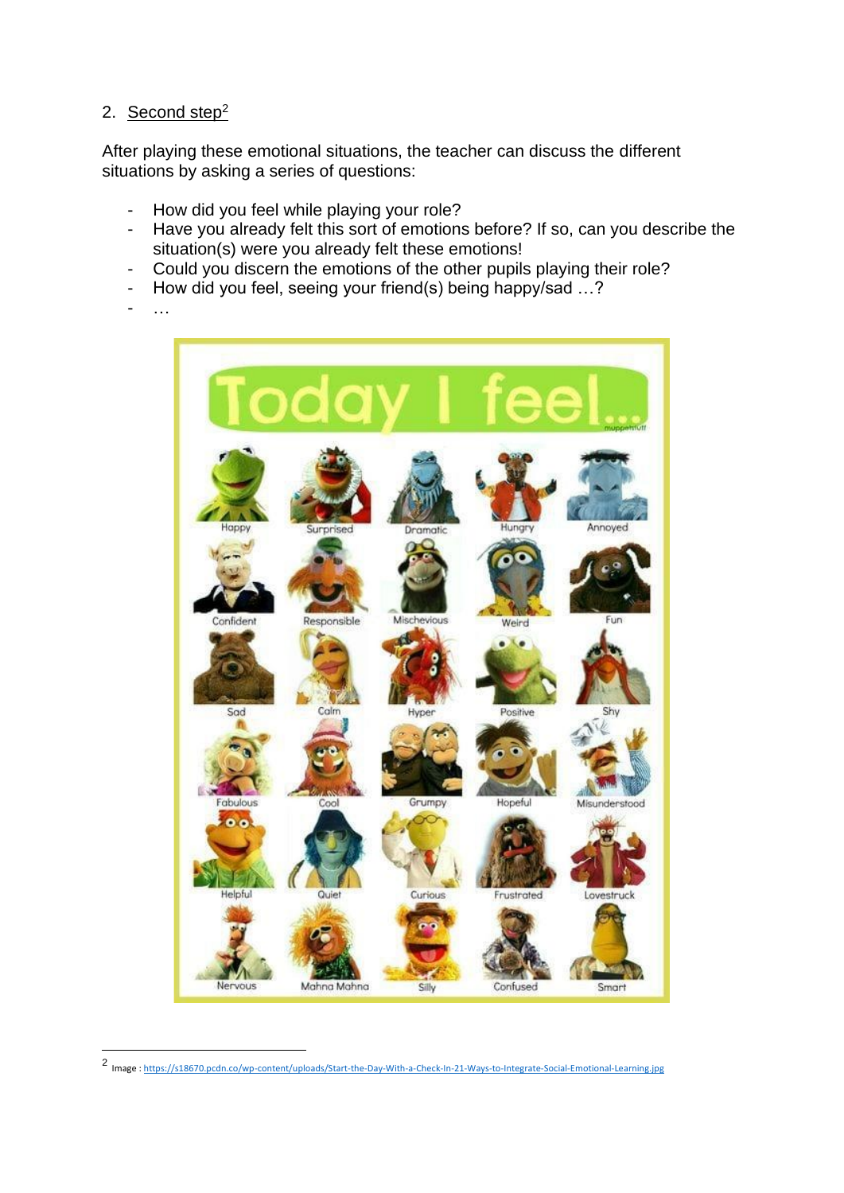2. Second step[2]

After playing these emotional situations, the teacher can discuss the different situations by asking a series of questions:

- How did you feel while playing your role?
- Have you already felt this sort of emotions before? If so, can you describe the situation(s) were you already felt these emotions!
- Could you discern the emotions of the other pupils playing their role?
- How did you feel, seeing your friend(s) being happy/sad …?
- …

[2] Image : https://s18670.pcdn.co/wp-content/uploads/Start-the-Day-With-a-Check-In-21-Ways-to-Integrate-Social-Emotional-Learning.jpg